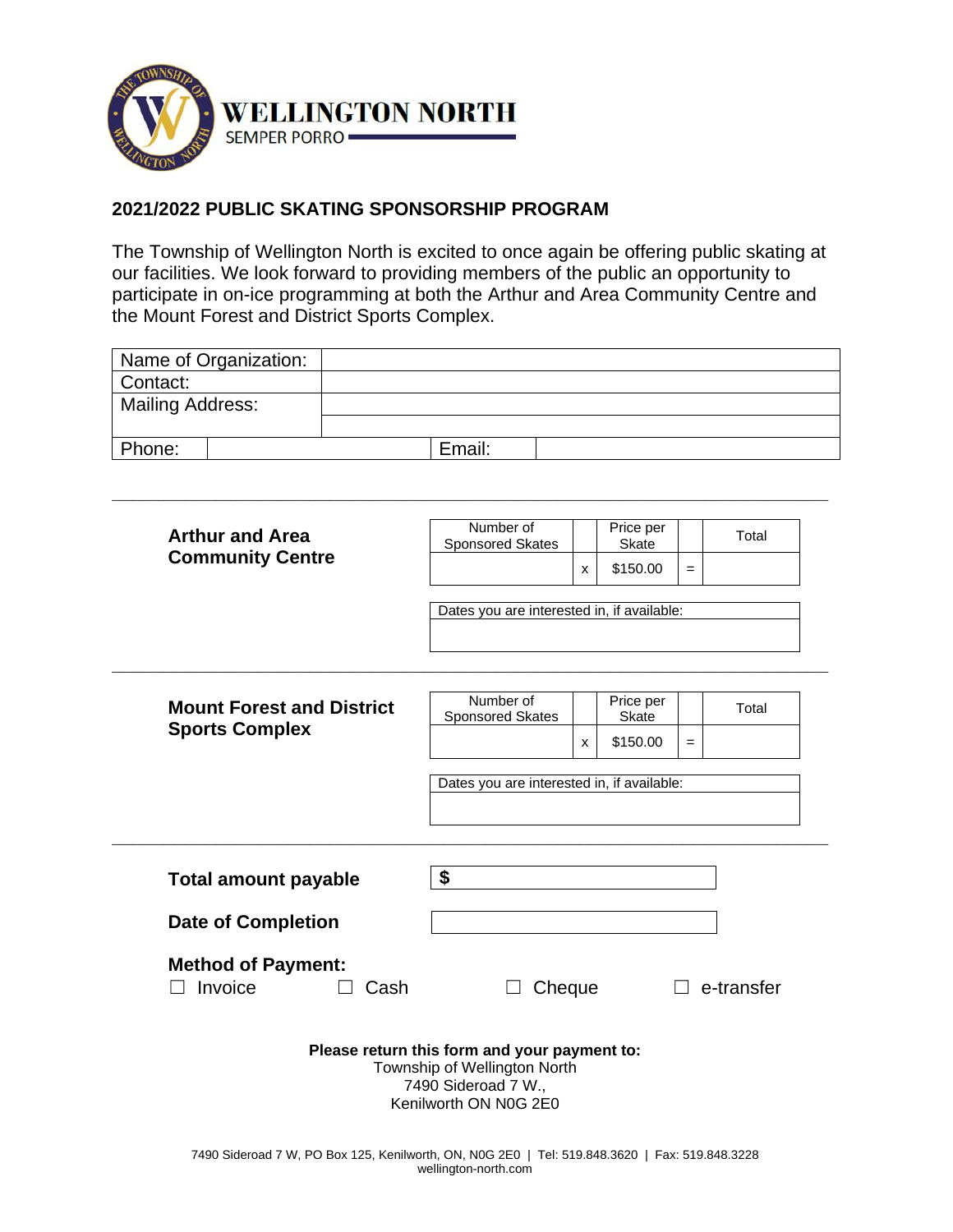WELLINGTON NORTH

SEMPER PORRO

## 2021/2022 PUBLIC SKATING SPONSORSHIP PROGRAM

The Township of Wellington North is excited to once again be offering public skating at our facilities. We look forward to providing members of the public an opportunity to participate in on-ice programming at both the Arthur and Area Community Centre and the Mount Forest and District Sports Complex.

| Name of Organization: | | | |
|---|---|---|---|
| Contact: | | | |
| Mailing Address: | | | |
| | | | |
| Phone: | | Email: | |

---

### Arthur and Area Community Centre

| Number of Sponsored Skates | | Price per Skate | | Total |
|---|---|---|---|---|
| | x | $150.00 | = | |

| Dates you are interested in, if available: |
|---|
| |

---

### Mount Forest and District Sports Complex

| Number of Sponsored Skates | | Price per Skate | | Total |
|---|---|---|---|---|
| | x | $150.00 | = | |

| Dates you are interested in, if available: |
|---|
| |

---

**Total amount payable** $

**Date of Completion**

**Method of Payment:**

☐ Invoice ☐ Cash ☐ Cheque ☐ e-transfer

**Please return this form and your payment to:**
Township of Wellington North
7490 Sideroad 7 W.,
Kenilworth ON N0G 2E0

7490 Sideroad 7 W, PO Box 125, Kenilworth, ON, N0G 2E0 | Tel: 519.848.3620 | Fax: 519.848.3228
wellington-north.com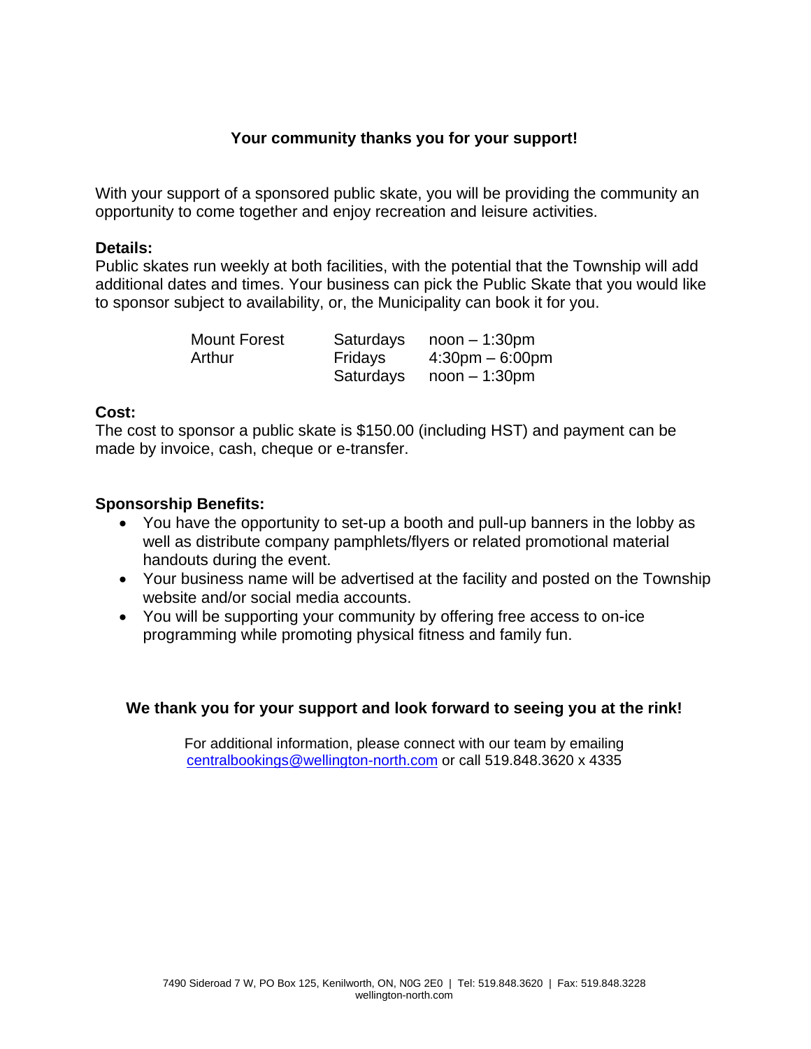**Your community thanks you for your support!**

With your support of a sponsored public skate, you will be providing the community an opportunity to come together and enjoy recreation and leisure activities.

**Details:**
Public skates run weekly at both facilities, with the potential that the Township will add additional dates and times. Your business can pick the Public Skate that you would like to sponsor subject to availability, or, the Municipality can book it for you.

| | | |
|---|---|---|
| Mount Forest | Saturdays | noon – 1:30pm |
| Arthur | Fridays | 4:30pm – 6:00pm |
| | Saturdays | noon – 1:30pm |

**Cost:**
The cost to sponsor a public skate is $150.00 (including HST) and payment can be made by invoice, cash, cheque or e-transfer.

**Sponsorship Benefits:**

- You have the opportunity to set-up a booth and pull-up banners in the lobby as well as distribute company pamphlets/flyers or related promotional material handouts during the event.
- Your business name will be advertised at the facility and posted on the Township website and/or social media accounts.
- You will be supporting your community by offering free access to on-ice programming while promoting physical fitness and family fun.

**We thank you for your support and look forward to seeing you at the rink!**

For additional information, please connect with our team by emailing centralbookings@wellington-north.com or call 519.848.3620 x 4335

7490 Sideroad 7 W, PO Box 125, Kenilworth, ON, N0G 2E0 | Tel: 519.848.3620 | Fax: 519.848.3228
wellington-north.com